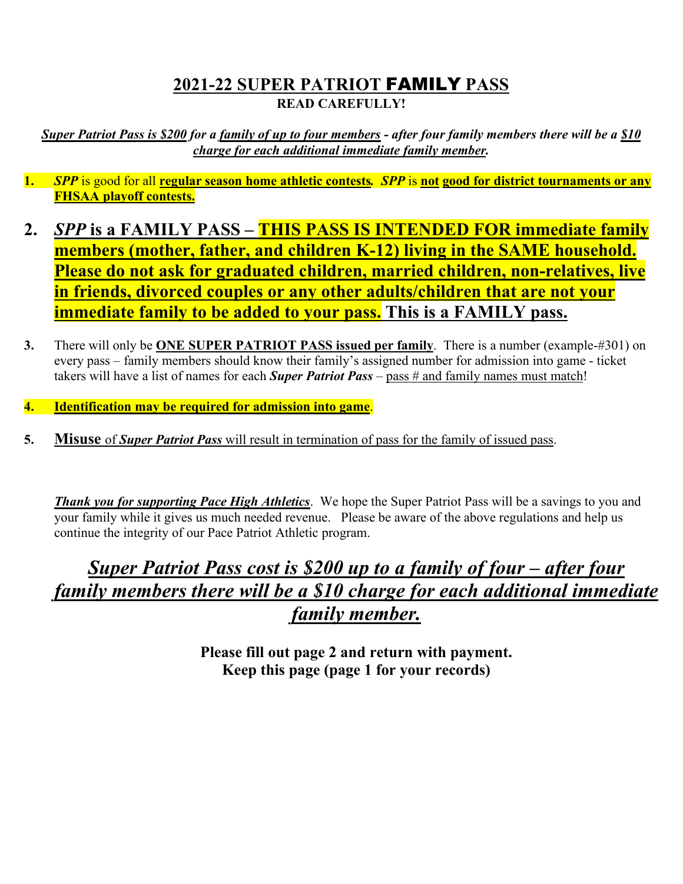# 2021-22 SUPER PATRIOT FAMILY PASS

**READ CAREFULLY!**

***Super Patriot Pass is $200 for a family of up to four members - after four family members there will be a $10 charge for each additional immediate family member.***

1. ***SPP*** is good for all **regular season home athletic contests.** ***SPP*** is **not good for district tournaments or any FHSAA playoff contests.**

2. ***SPP* is a FAMILY PASS – THIS PASS IS INTENDED FOR immediate family members (mother, father, and children K-12) living in the SAME household. Please do not ask for graduated children, married children, non-relatives, live in friends, divorced couples or any other adults/children that are not your immediate family to be added to your pass. This is a FAMILY pass.**

3. There will only be **ONE SUPER PATRIOT PASS issued per family**. There is a number (example-#301) on every pass – family members should know their family's assigned number for admission into game - ticket takers will have a list of names for each ***Super Patriot Pass*** – pass # and family names must match!

4. **Identification may be required for admission into game**.

5. **Misuse** of ***Super Patriot Pass*** will result in termination of pass for the family of issued pass.

***Thank you for supporting Pace High Athletics***. We hope the Super Patriot Pass will be a savings to you and your family while it gives us much needed revenue. Please be aware of the above regulations and help us continue the integrity of our Pace Patriot Athletic program.

## *Super Patriot Pass cost is $200 up to a family of four – after four family members there will be a $10 charge for each additional immediate family member.*

**Please fill out page 2 and return with payment.**
**Keep this page (page 1 for your records)**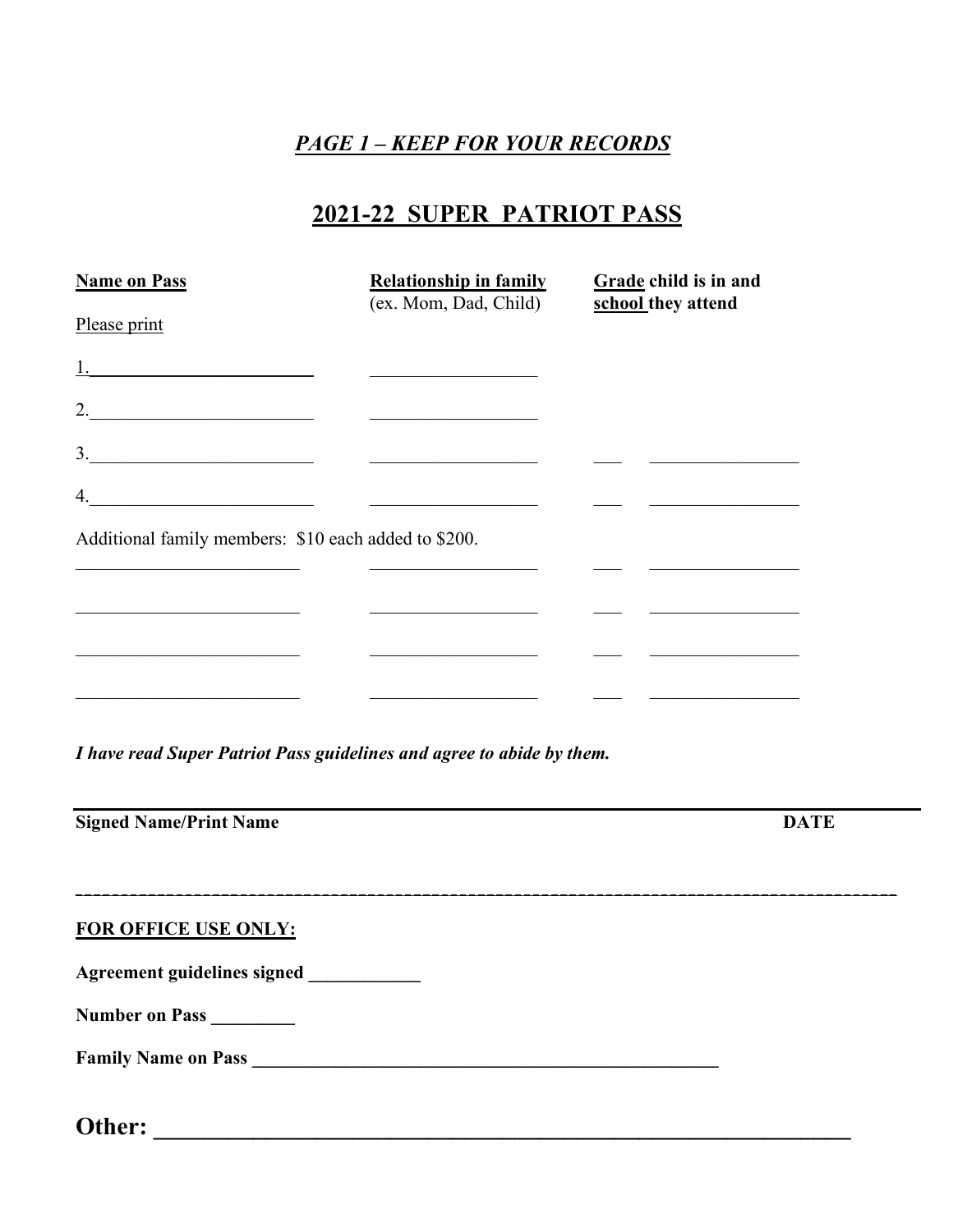***PAGE 1 – KEEP FOR YOUR RECORDS***

## 2021-22 SUPER PATRIOT PASS

| **Name on Pass** Please print | **Relationship in family** (ex. Mom, Dad, Child) | **Grade** child is in and | **school** they attend |
|---|---|---|---|
| 1.________________________ | __________________ | | |
| 2.________________________ | __________________ | | |
| 3.________________________ | __________________ | ___ | ________________ |
| 4.________________________ | __________________ | ___ | ________________ |

Additional family members: $10 each added to $200.

| | | | |
|---|---|---|---|
| ________________________ | __________________ | ___ | ________________ |
| ________________________ | __________________ | ___ | ________________ |
| ________________________ | __________________ | ___ | ________________ |
| ________________________ | __________________ | ___ | ________________ |

***I have read Super Patriot Pass guidelines and agree to abide by them.***

______________________________________________________________________________

**Signed Name/Print Name** **DATE**

---

**FOR OFFICE USE ONLY:**

**Agreement guidelines signed ____________**

**Number on Pass _________**

**Family Name on Pass ____________________________________________________**

**Other: ______________________________________________________________**